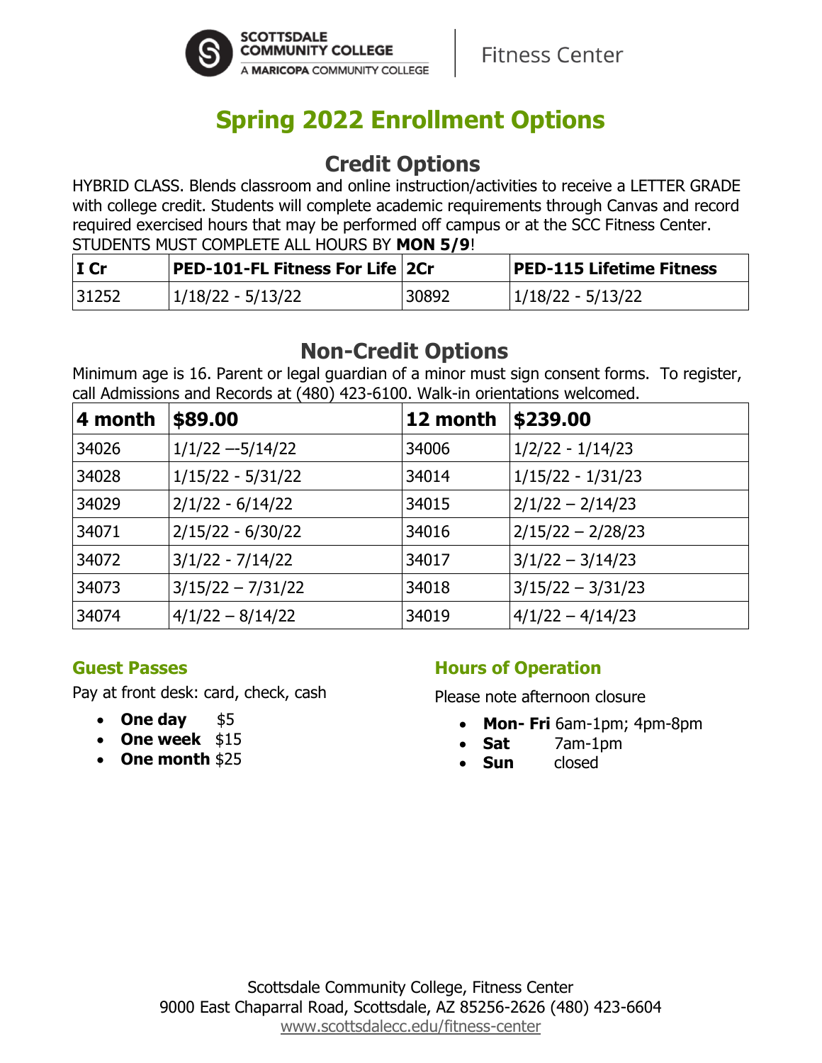SCOTTSDALE COMMUNITY COLLEGE
A MARICOPA COMMUNITY COLLEGE

Fitness Center

# Spring 2022 Enrollment Options

## Credit Options

HYBRID CLASS. Blends classroom and online instruction/activities to receive a LETTER GRADE with college credit. Students will complete academic requirements through Canvas and record required exercised hours that may be performed off campus or at the SCC Fitness Center. STUDENTS MUST COMPLETE ALL HOURS BY **MON 5/9**!

| **I Cr** | **PED-101-FL Fitness For Life** | **2Cr** | **PED-115 Lifetime Fitness** |
|---|---|---|---|
| 31252 | 1/18/22 - 5/13/22 | 30892 | 1/18/22 - 5/13/22 |

## Non-Credit Options

Minimum age is 16. Parent or legal guardian of a minor must sign consent forms. To register, call Admissions and Records at (480) 423-6100. Walk-in orientations welcomed.

| **4 month** | **$89.00** | **12 month** | **$239.00** |
|---|---|---|---|
| 34026 | 1/1/22 –-5/14/22 | 34006 | 1/2/22 - 1/14/23 |
| 34028 | 1/15/22 - 5/31/22 | 34014 | 1/15/22 - 1/31/23 |
| 34029 | 2/1/22 - 6/14/22 | 34015 | 2/1/22 – 2/14/23 |
| 34071 | 2/15/22 - 6/30/22 | 34016 | 2/15/22 – 2/28/23 |
| 34072 | 3/1/22 - 7/14/22 | 34017 | 3/1/22 – 3/14/23 |
| 34073 | 3/15/22 – 7/31/22 | 34018 | 3/15/22 – 3/31/23 |
| 34074 | 4/1/22 – 8/14/22 | 34019 | 4/1/22 – 4/14/23 |

### Guest Passes

Pay at front desk: card, check, cash

- **One day** $5
- **One week** $15
- **One month** $25

### Hours of Operation

Please note afternoon closure

- **Mon- Fri** 6am-1pm; 4pm-8pm
- **Sat** 7am-1pm
- **Sun** closed

Scottsdale Community College, Fitness Center
9000 East Chaparral Road, Scottsdale, AZ 85256-2626 (480) 423-6604
www.scottsdalecc.edu/fitness-center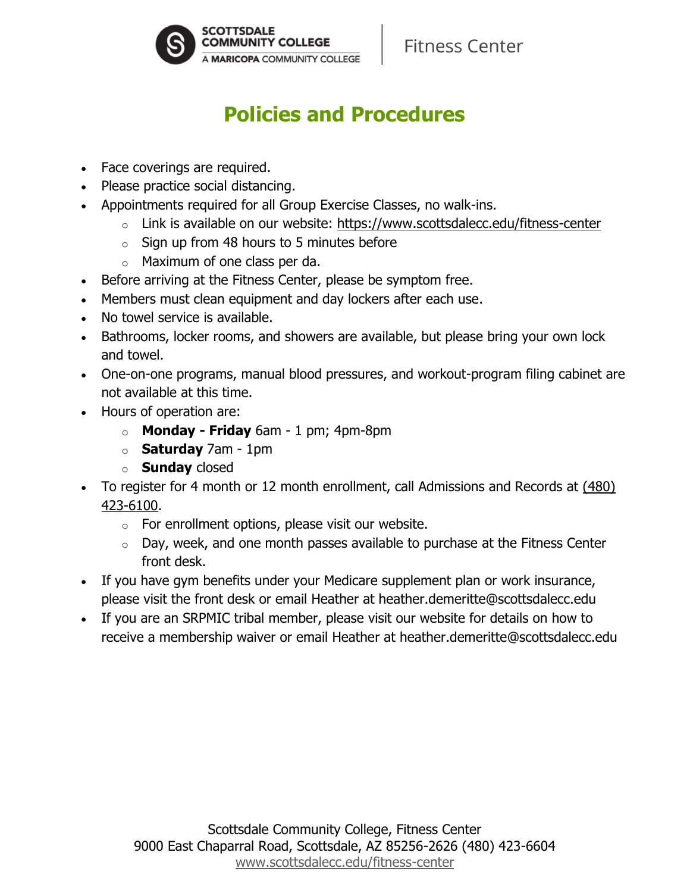Scottsdale Community College — A Maricopa Community College | Fitness Center

# Policies and Procedures

- Face coverings are required.
- Please practice social distancing.
- Appointments required for all Group Exercise Classes, no walk-ins.
  - Link is available on our website: https://www.scottsdalecc.edu/fitness-center
  - Sign up from 48 hours to 5 minutes before
  - Maximum of one class per da.
- Before arriving at the Fitness Center, please be symptom free.
- Members must clean equipment and day lockers after each use.
- No towel service is available.
- Bathrooms, locker rooms, and showers are available, but please bring your own lock and towel.
- One-on-one programs, manual blood pressures, and workout-program filing cabinet are not available at this time.
- Hours of operation are:
  - **Monday - Friday** 6am - 1 pm; 4pm-8pm
  - **Saturday** 7am - 1pm
  - **Sunday** closed
- To register for 4 month or 12 month enrollment, call Admissions and Records at (480) 423-6100.
  - For enrollment options, please visit our website.
  - Day, week, and one month passes available to purchase at the Fitness Center front desk.
- If you have gym benefits under your Medicare supplement plan or work insurance, please visit the front desk or email Heather at heather.demeritte@scottsdalecc.edu
- If you are an SRPMIC tribal member, please visit our website for details on how to receive a membership waiver or email Heather at heather.demeritte@scottsdalecc.edu

Scottsdale Community College, Fitness Center
9000 East Chaparral Road, Scottsdale, AZ 85256-2626 (480) 423-6604
www.scottsdalecc.edu/fitness-center